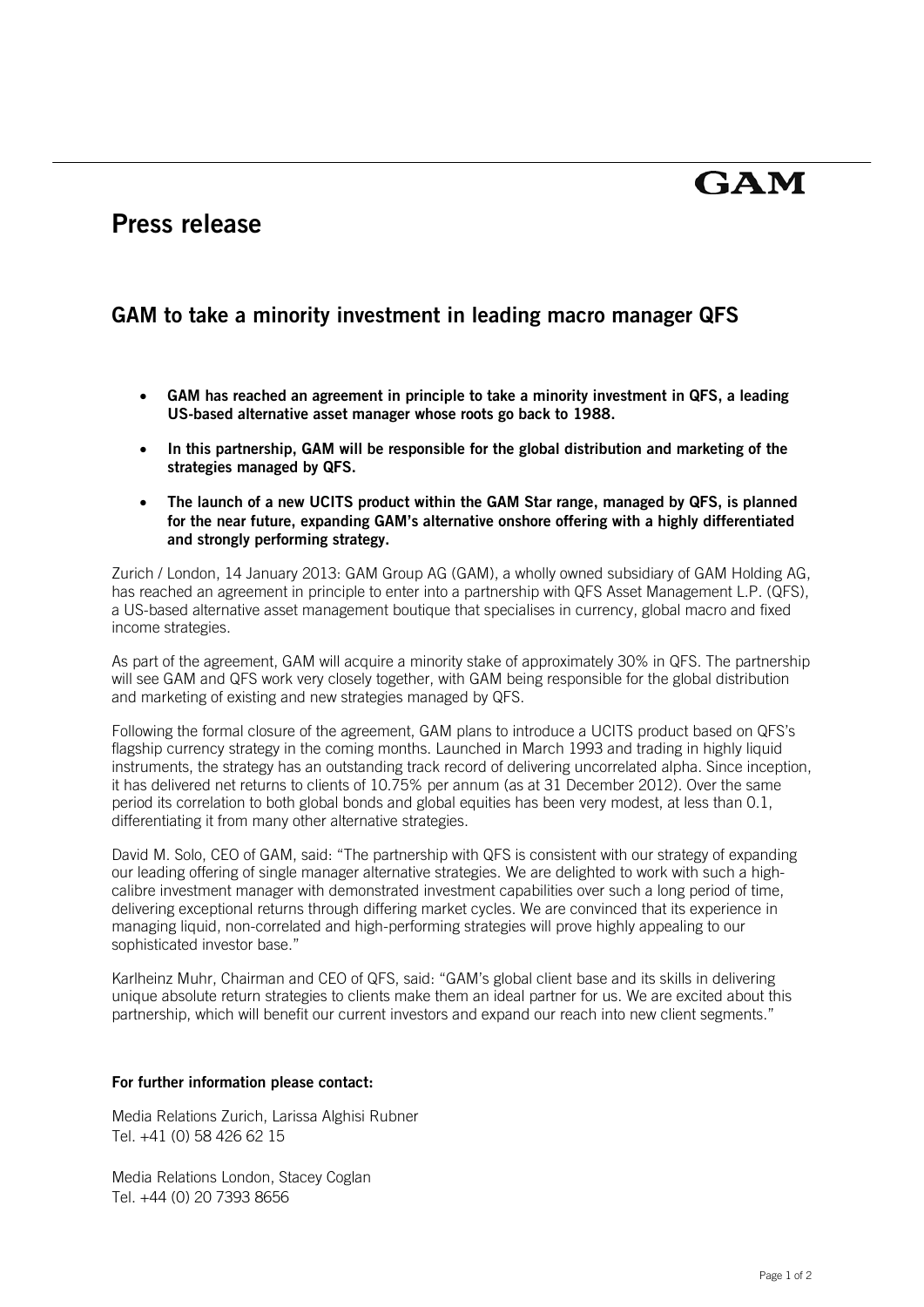GAM

# Press release

## GAM to take a minority investment in leading macro manager QFS

- **GAM has reached an agreement in principle to take a minority investment in QFS, a leading US-based alternative asset manager whose roots go back to 1988.**
- **In this partnership, GAM will be responsible for the global distribution and marketing of the strategies managed by QFS.**
- **The launch of a new UCITS product within the GAM Star range, managed by QFS, is planned for the near future, expanding GAM's alternative onshore offering with a highly differentiated and strongly performing strategy.**

Zurich / London, 14 January 2013: GAM Group AG (GAM), a wholly owned subsidiary of GAM Holding AG, has reached an agreement in principle to enter into a partnership with QFS Asset Management L.P. (QFS), a US-based alternative asset management boutique that specialises in currency, global macro and fixed income strategies.

As part of the agreement, GAM will acquire a minority stake of approximately 30% in QFS. The partnership will see GAM and QFS work very closely together, with GAM being responsible for the global distribution and marketing of existing and new strategies managed by QFS.

Following the formal closure of the agreement, GAM plans to introduce a UCITS product based on QFS's flagship currency strategy in the coming months. Launched in March 1993 and trading in highly liquid instruments, the strategy has an outstanding track record of delivering uncorrelated alpha. Since inception, it has delivered net returns to clients of 10.75% per annum (as at 31 December 2012). Over the same period its correlation to both global bonds and global equities has been very modest, at less than 0.1, differentiating it from many other alternative strategies.

David M. Solo, CEO of GAM, said: "The partnership with QFS is consistent with our strategy of expanding our leading offering of single manager alternative strategies. We are delighted to work with such a high-calibre investment manager with demonstrated investment capabilities over such a long period of time, delivering exceptional returns through differing market cycles. We are convinced that its experience in managing liquid, non-correlated and high-performing strategies will prove highly appealing to our sophisticated investor base."

Karlheinz Muhr, Chairman and CEO of QFS, said: "GAM's global client base and its skills in delivering unique absolute return strategies to clients make them an ideal partner for us. We are excited about this partnership, which will benefit our current investors and expand our reach into new client segments."

**For further information please contact:**

Media Relations Zurich, Larissa Alghisi Rubner
Tel. +41 (0) 58 426 62 15

Media Relations London, Stacey Coglan
Tel. +44 (0) 20 7393 8656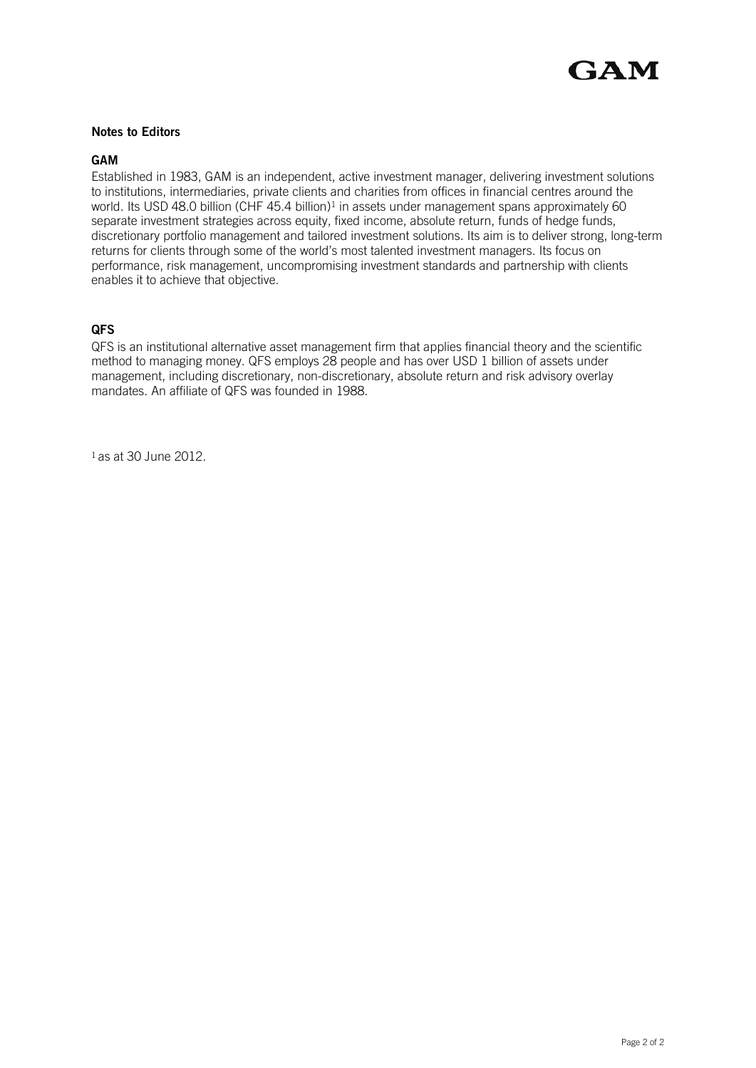**Notes to Editors**

**GAM**

Established in 1983, GAM is an independent, active investment manager, delivering investment solutions to institutions, intermediaries, private clients and charities from offices in financial centres around the world. Its USD 48.0 billion (CHF 45.4 billion)[1] in assets under management spans approximately 60 separate investment strategies across equity, fixed income, absolute return, funds of hedge funds, discretionary portfolio management and tailored investment solutions. Its aim is to deliver strong, long-term returns for clients through some of the world's most talented investment managers. Its focus on performance, risk management, uncompromising investment standards and partnership with clients enables it to achieve that objective.

**QFS**

QFS is an institutional alternative asset management firm that applies financial theory and the scientific method to managing money. QFS employs 28 people and has over USD 1 billion of assets under management, including discretionary, non-discretionary, absolute return and risk advisory overlay mandates. An affiliate of QFS was founded in 1988.

[1] as at 30 June 2012.